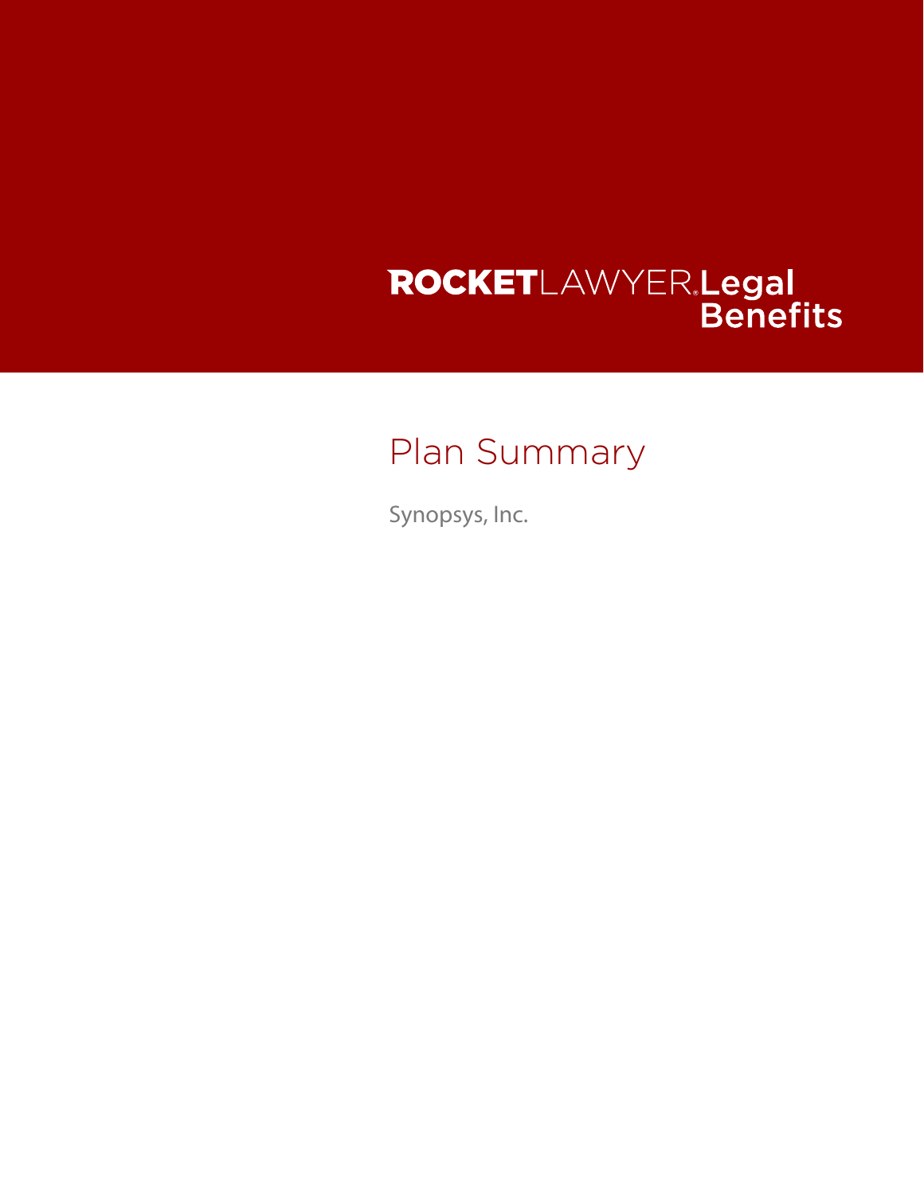ROCKETLAWYER® Legal Benefits

# Plan Summary

Synopsys, Inc.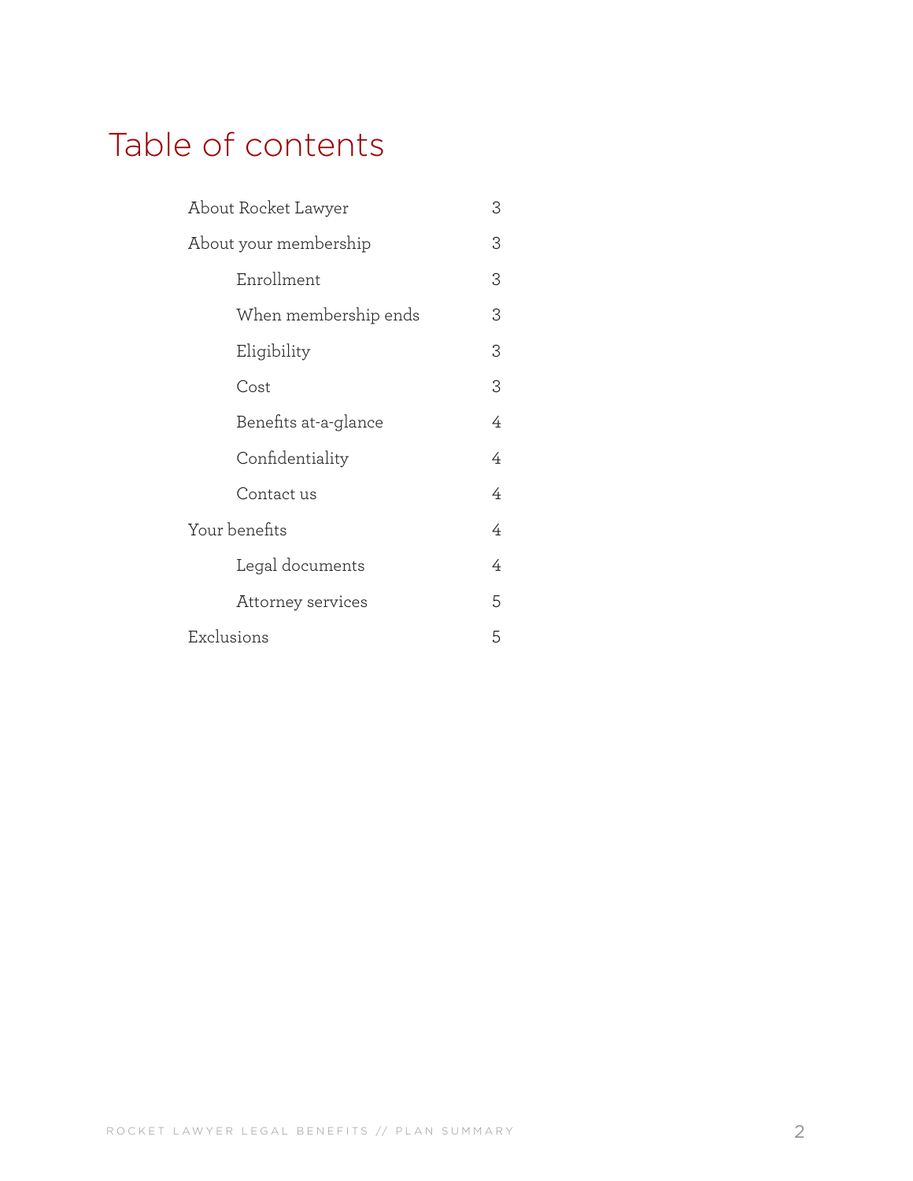# Table of contents

| | |
|---|---|
| About Rocket Lawyer | 3 |
| About your membership | 3 |
| &nbsp;&nbsp;&nbsp;&nbsp;Enrollment | 3 |
| &nbsp;&nbsp;&nbsp;&nbsp;When membership ends | 3 |
| &nbsp;&nbsp;&nbsp;&nbsp;Eligibility | 3 |
| &nbsp;&nbsp;&nbsp;&nbsp;Cost | 3 |
| &nbsp;&nbsp;&nbsp;&nbsp;Benefits at-a-glance | 4 |
| &nbsp;&nbsp;&nbsp;&nbsp;Confidentiality | 4 |
| &nbsp;&nbsp;&nbsp;&nbsp;Contact us | 4 |
| Your benefits | 4 |
| &nbsp;&nbsp;&nbsp;&nbsp;Legal documents | 4 |
| &nbsp;&nbsp;&nbsp;&nbsp;Attorney services | 5 |
| Exclusions | 5 |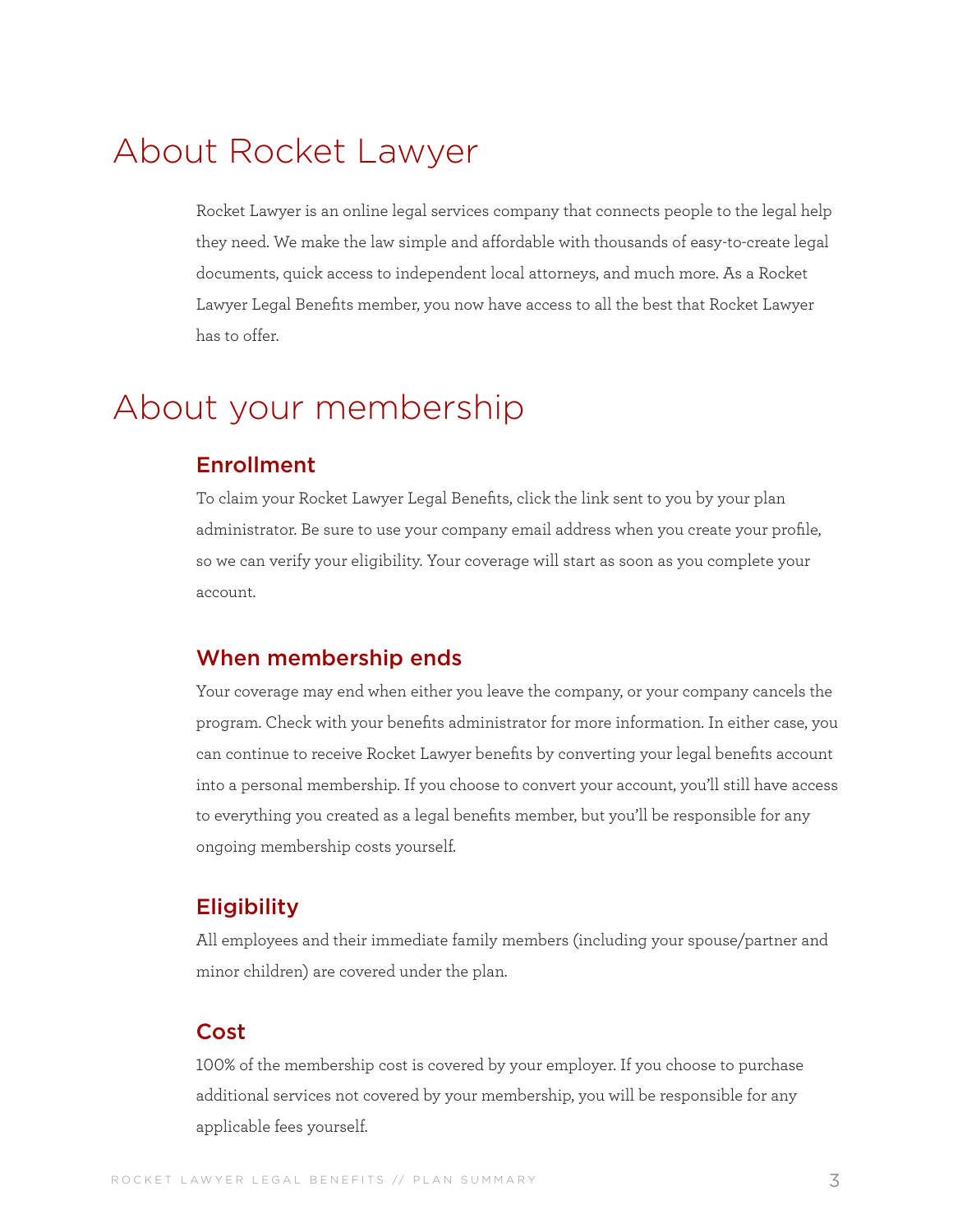# About Rocket Lawyer

Rocket Lawyer is an online legal services company that connects people to the legal help they need. We make the law simple and affordable with thousands of easy-to-create legal documents, quick access to independent local attorneys, and much more. As a Rocket Lawyer Legal Benefits member, you now have access to all the best that Rocket Lawyer has to offer.

# About your membership

## Enrollment

To claim your Rocket Lawyer Legal Benefits, click the link sent to you by your plan administrator. Be sure to use your company email address when you create your profile, so we can verify your eligibility. Your coverage will start as soon as you complete your account.

## When membership ends

Your coverage may end when either you leave the company, or your company cancels the program. Check with your benefits administrator for more information. In either case, you can continue to receive Rocket Lawyer benefits by converting your legal benefits account into a personal membership. If you choose to convert your account, you'll still have access to everything you created as a legal benefits member, but you'll be responsible for any ongoing membership costs yourself.

## Eligibility

All employees and their immediate family members (including your spouse/partner and minor children) are covered under the plan.

## Cost

100% of the membership cost is covered by your employer. If you choose to purchase additional services not covered by your membership, you will be responsible for any applicable fees yourself.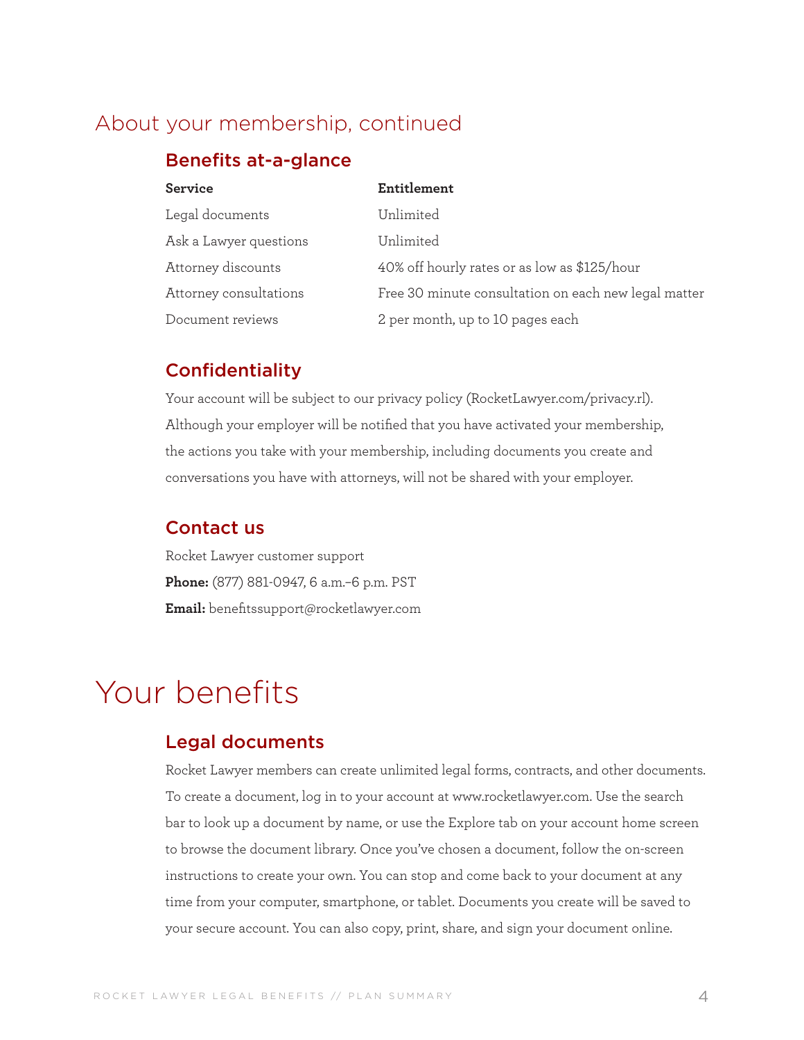# About your membership, continued

## Benefits at-a-glance

| Service | Entitlement |
|---|---|
| Legal documents | Unlimited |
| Ask a Lawyer questions | Unlimited |
| Attorney discounts | 40% off hourly rates or as low as $125/hour |
| Attorney consultations | Free 30 minute consultation on each new legal matter |
| Document reviews | 2 per month, up to 10 pages each |

## Confidentiality

Your account will be subject to our privacy policy (RocketLawyer.com/privacy.rl). Although your employer will be notified that you have activated your membership, the actions you take with your membership, including documents you create and conversations you have with attorneys, will not be shared with your employer.

## Contact us

Rocket Lawyer customer support

**Phone:** (877) 881-0947, 6 a.m.–6 p.m. PST

**Email:** benefitssupport@rocketlawyer.com

# Your benefits

## Legal documents

Rocket Lawyer members can create unlimited legal forms, contracts, and other documents. To create a document, log in to your account at www.rocketlawyer.com. Use the search bar to look up a document by name, or use the Explore tab on your account home screen to browse the document library. Once you've chosen a document, follow the on-screen instructions to create your own. You can stop and come back to your document at any time from your computer, smartphone, or tablet. Documents you create will be saved to your secure account. You can also copy, print, share, and sign your document online.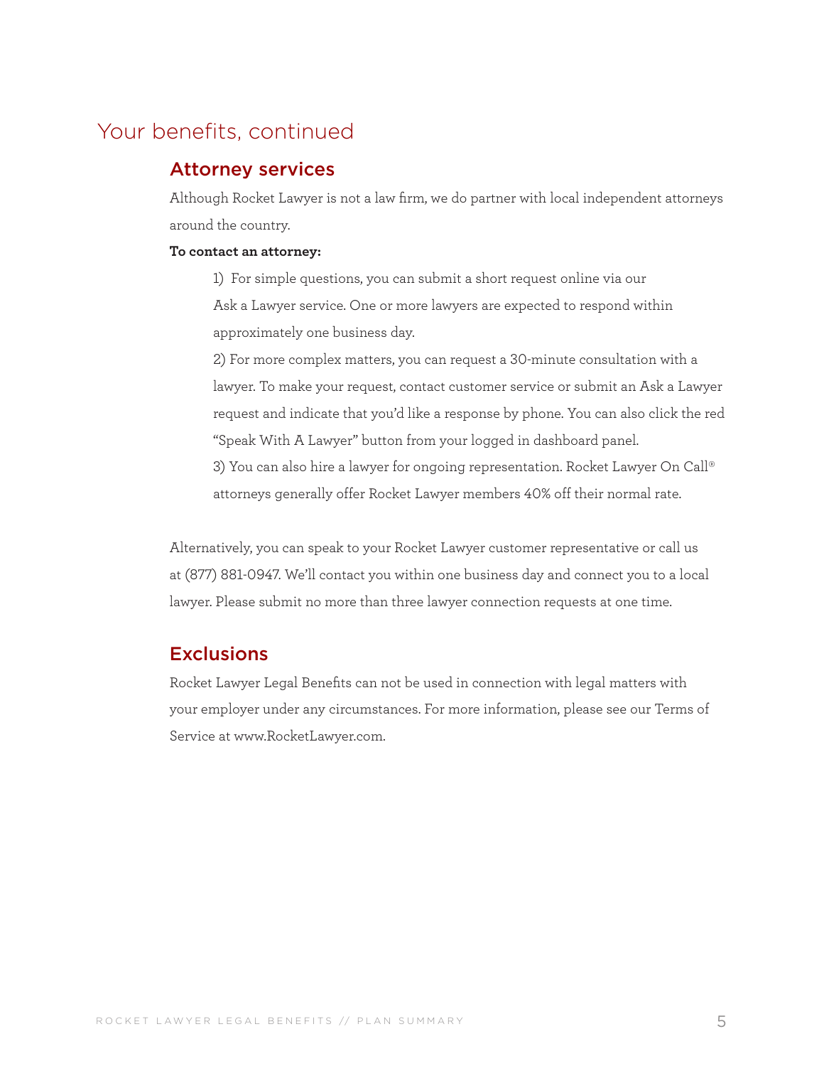# Your benefits, continued

## Attorney services

Although Rocket Lawyer is not a law firm, we do partner with local independent attorneys around the country.

**To contact an attorney:**

1) For simple questions, you can submit a short request online via our Ask a Lawyer service. One or more lawyers are expected to respond within approximately one business day.

2) For more complex matters, you can request a 30-minute consultation with a lawyer. To make your request, contact customer service or submit an Ask a Lawyer request and indicate that you'd like a response by phone. You can also click the red "Speak With A Lawyer" button from your logged in dashboard panel.

3) You can also hire a lawyer for ongoing representation. Rocket Lawyer On Call® attorneys generally offer Rocket Lawyer members 40% off their normal rate.

Alternatively, you can speak to your Rocket Lawyer customer representative or call us at (877) 881-0947. We'll contact you within one business day and connect you to a local lawyer. Please submit no more than three lawyer connection requests at one time.

## Exclusions

Rocket Lawyer Legal Benefits can not be used in connection with legal matters with your employer under any circumstances. For more information, please see our Terms of Service at www.RocketLawyer.com.